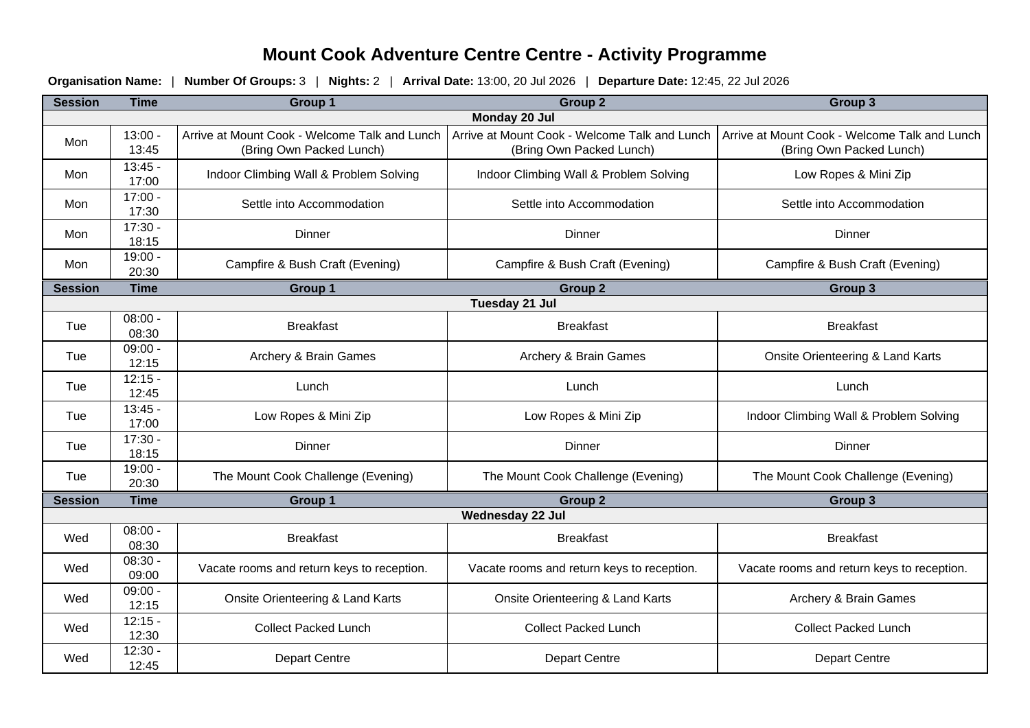# Mount Cook Adventure Centre Centre - Activity Programme

**Organisation Name:** | **Number Of Groups:** 3 | **Nights:** 2 | **Arrival Date:** 13:00, 20 Jul 2026 | **Departure Date:** 12:45, 22 Jul 2026

| Session | Time | Group 1 | Group 2 | Group 3 |
|---|---|---|---|---|
| **Monday 20 Jul** | | | | |
| Mon | 13:00 - 13:45 | Arrive at Mount Cook - Welcome Talk and Lunch (Bring Own Packed Lunch) | Arrive at Mount Cook - Welcome Talk and Lunch (Bring Own Packed Lunch) | Arrive at Mount Cook - Welcome Talk and Lunch (Bring Own Packed Lunch) |
| Mon | 13:45 - 17:00 | Indoor Climbing Wall & Problem Solving | Indoor Climbing Wall & Problem Solving | Low Ropes & Mini Zip |
| Mon | 17:00 - 17:30 | Settle into Accommodation | Settle into Accommodation | Settle into Accommodation |
| Mon | 17:30 - 18:15 | Dinner | Dinner | Dinner |
| Mon | 19:00 - 20:30 | Campfire & Bush Craft (Evening) | Campfire & Bush Craft (Evening) | Campfire & Bush Craft (Evening) |
| **Session** | **Time** | **Group 1** | **Group 2** | **Group 3** |
| **Tuesday 21 Jul** | | | | |
| Tue | 08:00 - 08:30 | Breakfast | Breakfast | Breakfast |
| Tue | 09:00 - 12:15 | Archery & Brain Games | Archery & Brain Games | Onsite Orienteering & Land Karts |
| Tue | 12:15 - 12:45 | Lunch | Lunch | Lunch |
| Tue | 13:45 - 17:00 | Low Ropes & Mini Zip | Low Ropes & Mini Zip | Indoor Climbing Wall & Problem Solving |
| Tue | 17:30 - 18:15 | Dinner | Dinner | Dinner |
| Tue | 19:00 - 20:30 | The Mount Cook Challenge (Evening) | The Mount Cook Challenge (Evening) | The Mount Cook Challenge (Evening) |
| **Session** | **Time** | **Group 1** | **Group 2** | **Group 3** |
| **Wednesday 22 Jul** | | | | |
| Wed | 08:00 - 08:30 | Breakfast | Breakfast | Breakfast |
| Wed | 08:30 - 09:00 | Vacate rooms and return keys to reception. | Vacate rooms and return keys to reception. | Vacate rooms and return keys to reception. |
| Wed | 09:00 - 12:15 | Onsite Orienteering & Land Karts | Onsite Orienteering & Land Karts | Archery & Brain Games |
| Wed | 12:15 - 12:30 | Collect Packed Lunch | Collect Packed Lunch | Collect Packed Lunch |
| Wed | 12:30 - 12:45 | Depart Centre | Depart Centre | Depart Centre |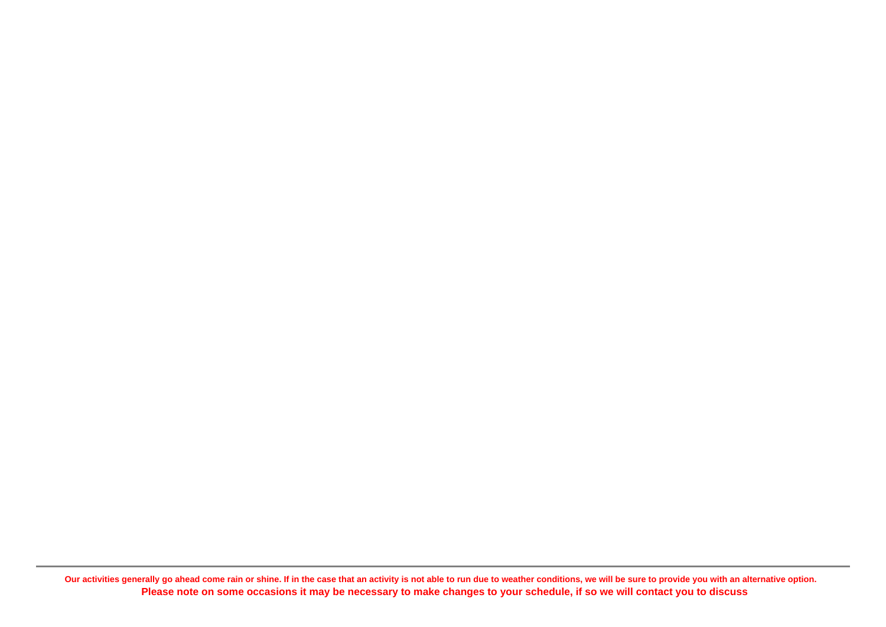**Our activities generally go ahead come rain or shine. If in the case that an activity is not able to run due to weather conditions, we will be sure to provide you with an alternative option.**

**Please note on some occasions it may be necessary to make changes to your schedule, if so we will contact you to discuss**